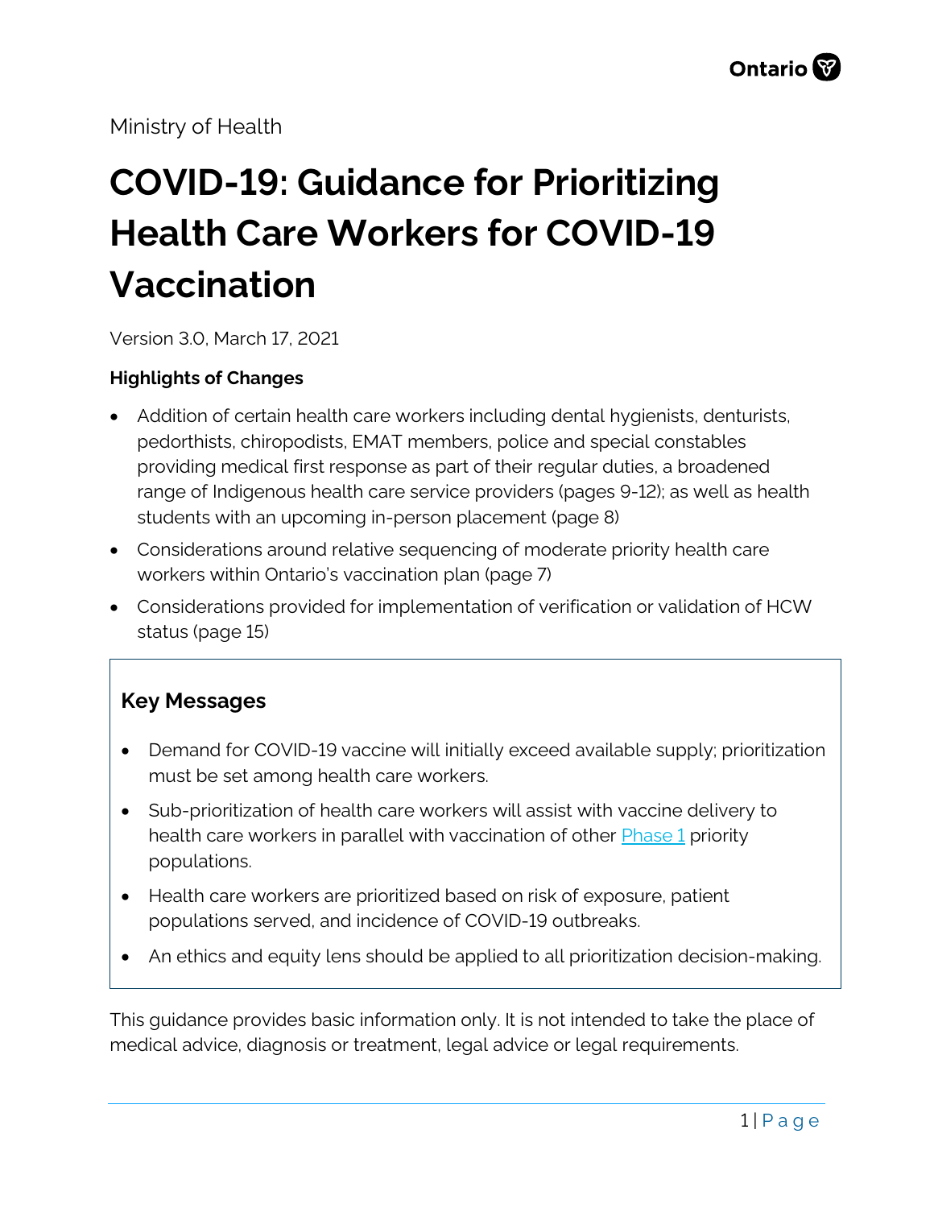Ontario

Ministry of Health

# COVID-19: Guidance for Prioritizing Health Care Workers for COVID-19 Vaccination

Version 3.0, March 17, 2021

**Highlights of Changes**

- Addition of certain health care workers including dental hygienists, denturists, pedorthists, chiropodists, EMAT members, police and special constables providing medical first response as part of their regular duties, a broadened range of Indigenous health care service providers (pages 9-12); as well as health students with an upcoming in-person placement (page 8)
- Considerations around relative sequencing of moderate priority health care workers within Ontario's vaccination plan (page 7)
- Considerations provided for implementation of verification or validation of HCW status (page 15)

## Key Messages

- Demand for COVID-19 vaccine will initially exceed available supply; prioritization must be set among health care workers.
- Sub-prioritization of health care workers will assist with vaccine delivery to health care workers in parallel with vaccination of other Phase 1 priority populations.
- Health care workers are prioritized based on risk of exposure, patient populations served, and incidence of COVID-19 outbreaks.
- An ethics and equity lens should be applied to all prioritization decision-making.

This guidance provides basic information only. It is not intended to take the place of medical advice, diagnosis or treatment, legal advice or legal requirements.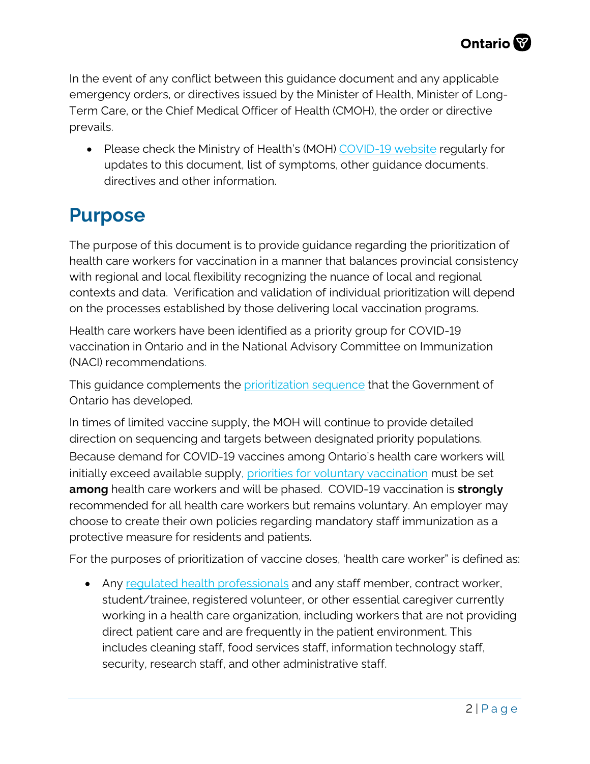In the event of any conflict between this guidance document and any applicable emergency orders, or directives issued by the Minister of Health, Minister of Long-Term Care, or the Chief Medical Officer of Health (CMOH), the order or directive prevails.

- Please check the Ministry of Health's (MOH) COVID-19 website regularly for updates to this document, list of symptoms, other guidance documents, directives and other information.

# Purpose

The purpose of this document is to provide guidance regarding the prioritization of health care workers for vaccination in a manner that balances provincial consistency with regional and local flexibility recognizing the nuance of local and regional contexts and data. Verification and validation of individual prioritization will depend on the processes established by those delivering local vaccination programs.

Health care workers have been identified as a priority group for COVID-19 vaccination in Ontario and in the National Advisory Committee on Immunization (NACI) recommendations.

This guidance complements the prioritization sequence that the Government of Ontario has developed.

In times of limited vaccine supply, the MOH will continue to provide detailed direction on sequencing and targets between designated priority populations. Because demand for COVID-19 vaccines among Ontario's health care workers will initially exceed available supply, priorities for voluntary vaccination must be set **among** health care workers and will be phased. COVID-19 vaccination is **strongly** recommended for all health care workers but remains voluntary. An employer may choose to create their own policies regarding mandatory staff immunization as a protective measure for residents and patients.

For the purposes of prioritization of vaccine doses, 'health care worker" is defined as:

- Any regulated health professionals and any staff member, contract worker, student/trainee, registered volunteer, or other essential caregiver currently working in a health care organization, including workers that are not providing direct patient care and are frequently in the patient environment. This includes cleaning staff, food services staff, information technology staff, security, research staff, and other administrative staff.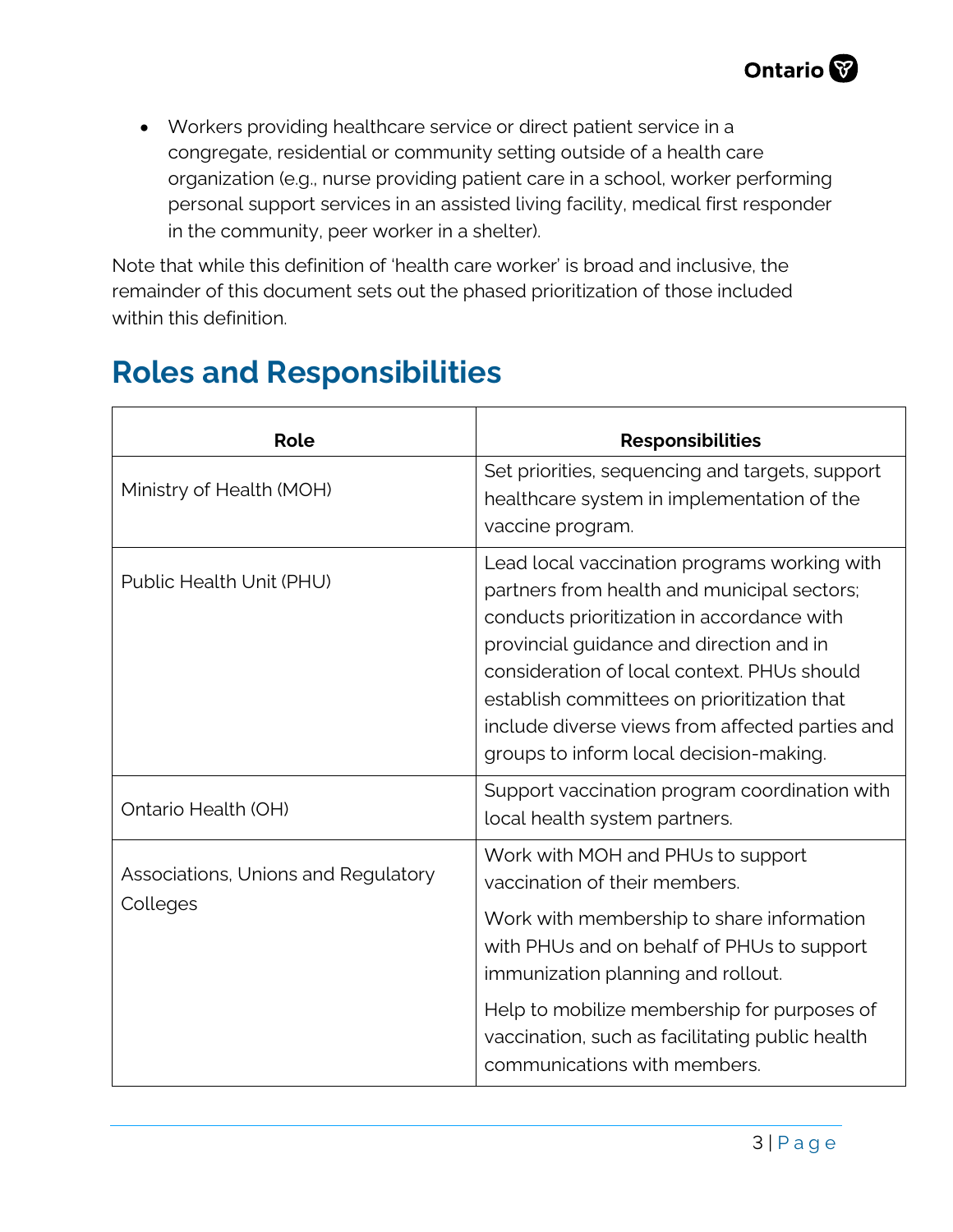- Workers providing healthcare service or direct patient service in a congregate, residential or community setting outside of a health care organization (e.g., nurse providing patient care in a school, worker performing personal support services in an assisted living facility, medical first responder in the community, peer worker in a shelter).

Note that while this definition of 'health care worker' is broad and inclusive, the remainder of this document sets out the phased prioritization of those included within this definition.

## Roles and Responsibilities

| Role | Responsibilities |
|---|---|
| Ministry of Health (MOH) | Set priorities, sequencing and targets, support healthcare system in implementation of the vaccine program. |
| Public Health Unit (PHU) | Lead local vaccination programs working with partners from health and municipal sectors; conducts prioritization in accordance with provincial guidance and direction and in consideration of local context. PHUs should establish committees on prioritization that include diverse views from affected parties and groups to inform local decision-making. |
| Ontario Health (OH) | Support vaccination program coordination with local health system partners. |
| Associations, Unions and Regulatory Colleges | Work with MOH and PHUs to support vaccination of their members. <br><br> Work with membership to share information with PHUs and on behalf of PHUs to support immunization planning and rollout. <br><br> Help to mobilize membership for purposes of vaccination, such as facilitating public health communications with members. |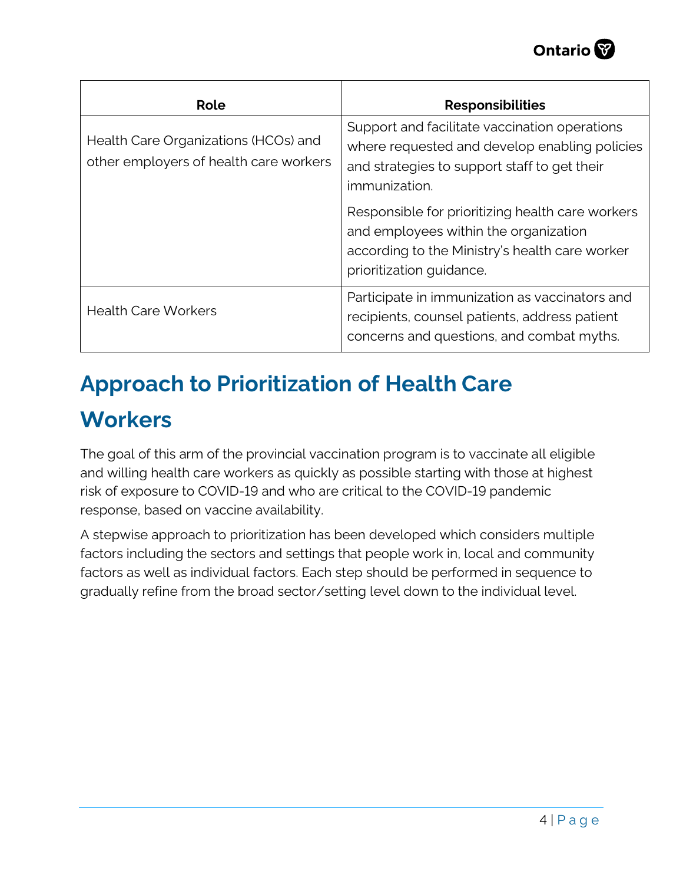| Role | Responsibilities |
| --- | --- |
| Health Care Organizations (HCOs) and other employers of health care workers | Support and facilitate vaccination operations where requested and develop enabling policies and strategies to support staff to get their immunization.<br><br>Responsible for prioritizing health care workers and employees within the organization according to the Ministry's health care worker prioritization guidance. |
| Health Care Workers | Participate in immunization as vaccinators and recipients, counsel patients, address patient concerns and questions, and combat myths. |

## Approach to Prioritization of Health Care Workers

The goal of this arm of the provincial vaccination program is to vaccinate all eligible and willing health care workers as quickly as possible starting with those at highest risk of exposure to COVID-19 and who are critical to the COVID-19 pandemic response, based on vaccine availability.

A stepwise approach to prioritization has been developed which considers multiple factors including the sectors and settings that people work in, local and community factors as well as individual factors. Each step should be performed in sequence to gradually refine from the broad sector/setting level down to the individual level.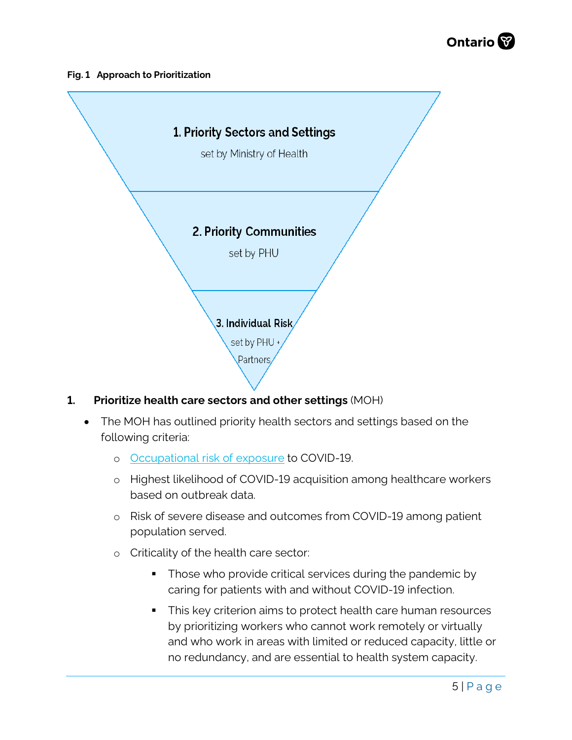**Fig. 1 Approach to Prioritization**

**1. Priority Sectors and Settings**
set by Ministry of Health

**2. Priority Communities**
set by PHU

**3. Individual Risk**
set by PHU + Partners

1. **Prioritize health care sectors and other settings** (MOH)

- The MOH has outlined priority health sectors and settings based on the following criteria:
  - Occupational risk of exposure to COVID-19.
  - Highest likelihood of COVID-19 acquisition among healthcare workers based on outbreak data.
  - Risk of severe disease and outcomes from COVID-19 among patient population served.
  - Criticality of the health care sector:
    - Those who provide critical services during the pandemic by caring for patients with and without COVID-19 infection.
    - This key criterion aims to protect health care human resources by prioritizing workers who cannot work remotely or virtually and who work in areas with limited or reduced capacity, little or no redundancy, and are essential to health system capacity.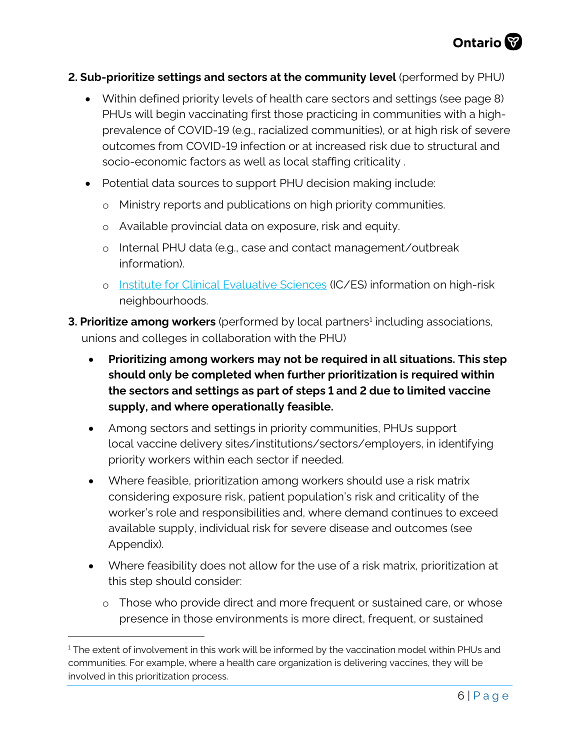**2. Sub-prioritize settings and sectors at the community level** (performed by PHU)

- Within defined priority levels of health care sectors and settings (see page 8) PHUs will begin vaccinating first those practicing in communities with a high-prevalence of COVID-19 (e.g., racialized communities), or at high risk of severe outcomes from COVID-19 infection or at increased risk due to structural and socio-economic factors as well as local staffing criticality .
- Potential data sources to support PHU decision making include:
  - Ministry reports and publications on high priority communities.
  - Available provincial data on exposure, risk and equity.
  - Internal PHU data (e.g., case and contact management/outbreak information).
  - [Institute for Clinical Evaluative Sciences](#) (IC/ES) information on high-risk neighbourhoods.

**3. Prioritize among workers** (performed by local partners[1] including associations, unions and colleges in collaboration with the PHU)

- **Prioritizing among workers may not be required in all situations. This step should only be completed when further prioritization is required within the sectors and settings as part of steps 1 and 2 due to limited vaccine supply, and where operationally feasible.**
- Among sectors and settings in priority communities, PHUs support local vaccine delivery sites/institutions/sectors/employers, in identifying priority workers within each sector if needed.
- Where feasible, prioritization among workers should use a risk matrix considering exposure risk, patient population's risk and criticality of the worker's role and responsibilities and, where demand continues to exceed available supply, individual risk for severe disease and outcomes (see Appendix).
- Where feasibility does not allow for the use of a risk matrix, prioritization at this step should consider:
  - Those who provide direct and more frequent or sustained care, or whose presence in those environments is more direct, frequent, or sustained

[1] The extent of involvement in this work will be informed by the vaccination model within PHUs and communities. For example, where a health care organization is delivering vaccines, they will be involved in this prioritization process.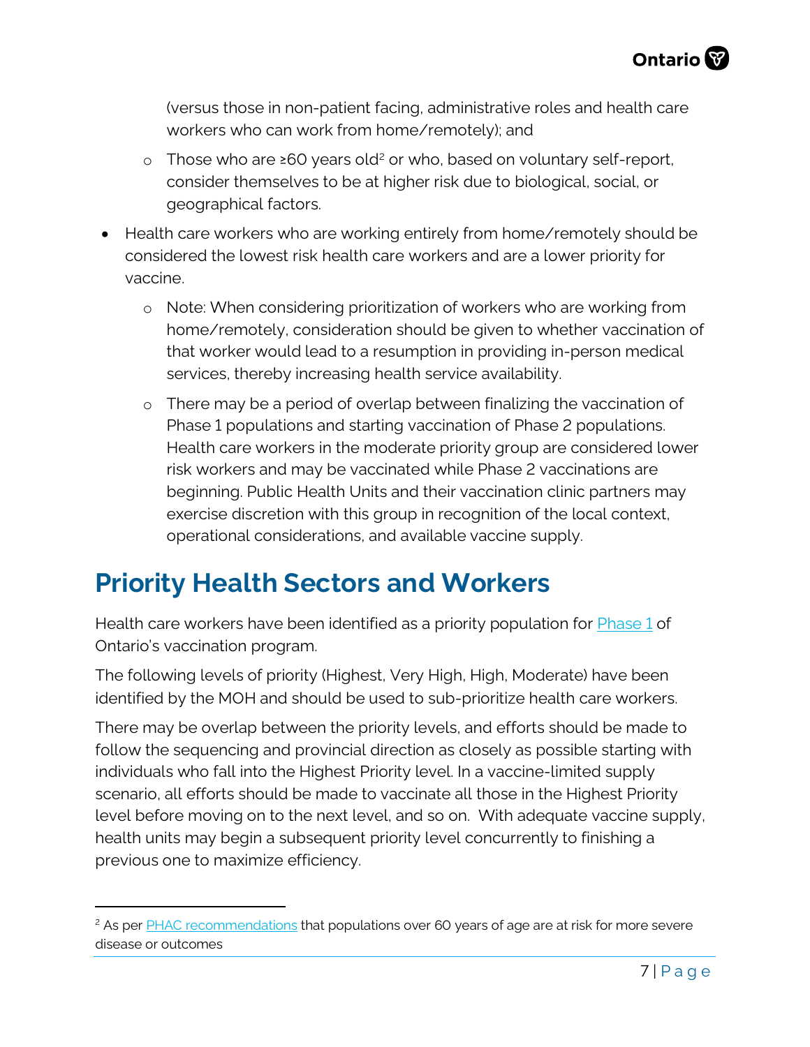(versus those in non-patient facing, administrative roles and health care workers who can work from home/remotely); and

  - Those who are ≥60 years old[2] or who, based on voluntary self-report, consider themselves to be at higher risk due to biological, social, or geographical factors.

- Health care workers who are working entirely from home/remotely should be considered the lowest risk health care workers and are a lower priority for vaccine.
  - Note: When considering prioritization of workers who are working from home/remotely, consideration should be given to whether vaccination of that worker would lead to a resumption in providing in-person medical services, thereby increasing health service availability.
  - There may be a period of overlap between finalizing the vaccination of Phase 1 populations and starting vaccination of Phase 2 populations. Health care workers in the moderate priority group are considered lower risk workers and may be vaccinated while Phase 2 vaccinations are beginning. Public Health Units and their vaccination clinic partners may exercise discretion with this group in recognition of the local context, operational considerations, and available vaccine supply.

# Priority Health Sectors and Workers

Health care workers have been identified as a priority population for [Phase 1](#) of Ontario's vaccination program.

The following levels of priority (Highest, Very High, High, Moderate) have been identified by the MOH and should be used to sub-prioritize health care workers.

There may be overlap between the priority levels, and efforts should be made to follow the sequencing and provincial direction as closely as possible starting with individuals who fall into the Highest Priority level. In a vaccine-limited supply scenario, all efforts should be made to vaccinate all those in the Highest Priority level before moving on to the next level, and so on. With adequate vaccine supply, health units may begin a subsequent priority level concurrently to finishing a previous one to maximize efficiency.

---

[2] As per PHAC recommendations that populations over 60 years of age are at risk for more severe disease or outcomes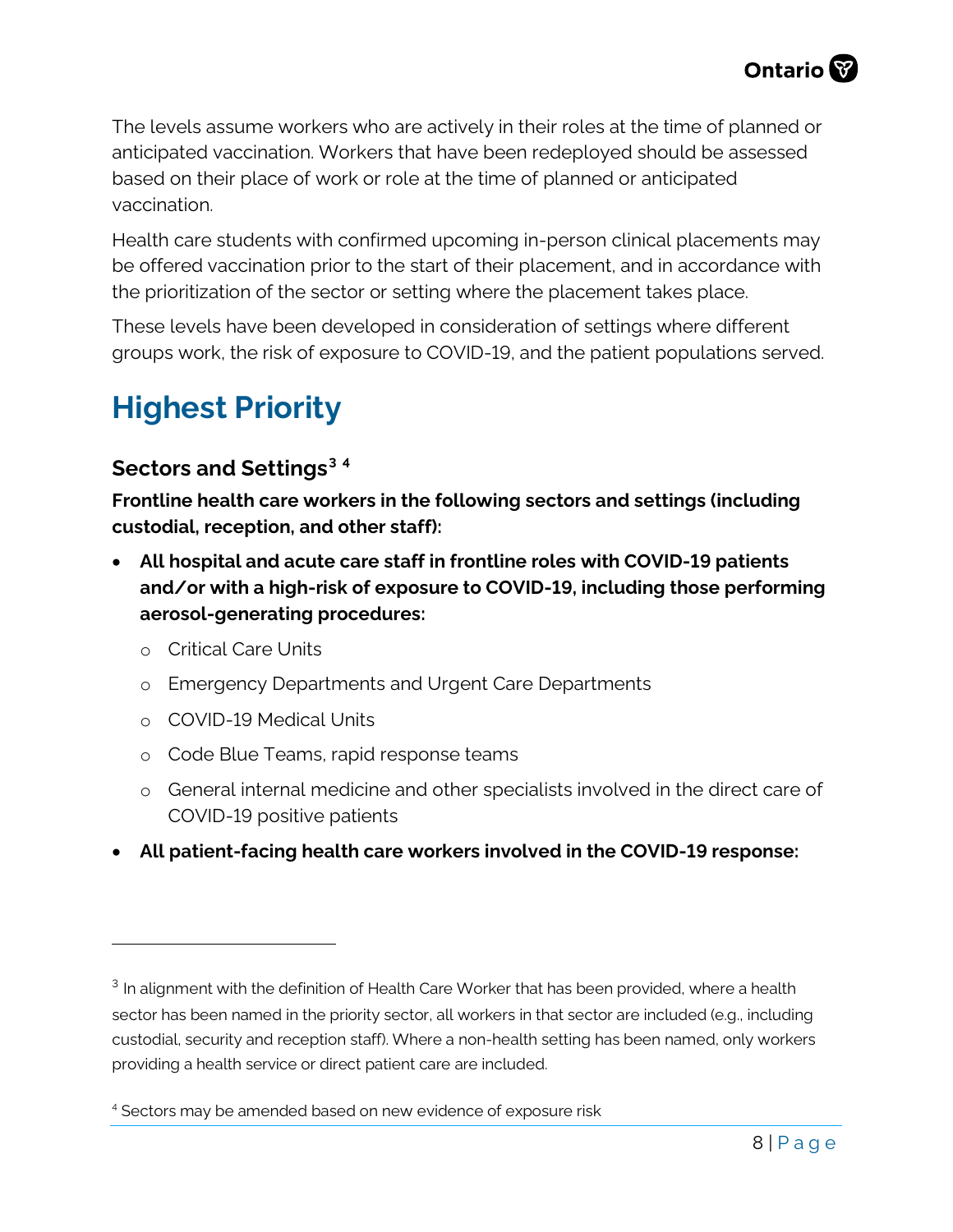The levels assume workers who are actively in their roles at the time of planned or anticipated vaccination. Workers that have been redeployed should be assessed based on their place of work or role at the time of planned or anticipated vaccination.

Health care students with confirmed upcoming in-person clinical placements may be offered vaccination prior to the start of their placement, and in accordance with the prioritization of the sector or setting where the placement takes place.

These levels have been developed in consideration of settings where different groups work, the risk of exposure to COVID-19, and the patient populations served.

# Highest Priority

### Sectors and Settings[3] [4]

**Frontline health care workers in the following sectors and settings (including custodial, reception, and other staff):**

- **All hospital and acute care staff in frontline roles with COVID-19 patients and/or with a high-risk of exposure to COVID-19, including those performing aerosol-generating procedures:**
  - Critical Care Units
  - Emergency Departments and Urgent Care Departments
  - COVID-19 Medical Units
  - Code Blue Teams, rapid response teams
  - General internal medicine and other specialists involved in the direct care of COVID-19 positive patients
- **All patient-facing health care workers involved in the COVID-19 response:**

---

[3] In alignment with the definition of Health Care Worker that has been provided, where a health sector has been named in the priority sector, all workers in that sector are included (e.g., including custodial, security and reception staff). Where a non-health setting has been named, only workers providing a health service or direct patient care are included.

[4] Sectors may be amended based on new evidence of exposure risk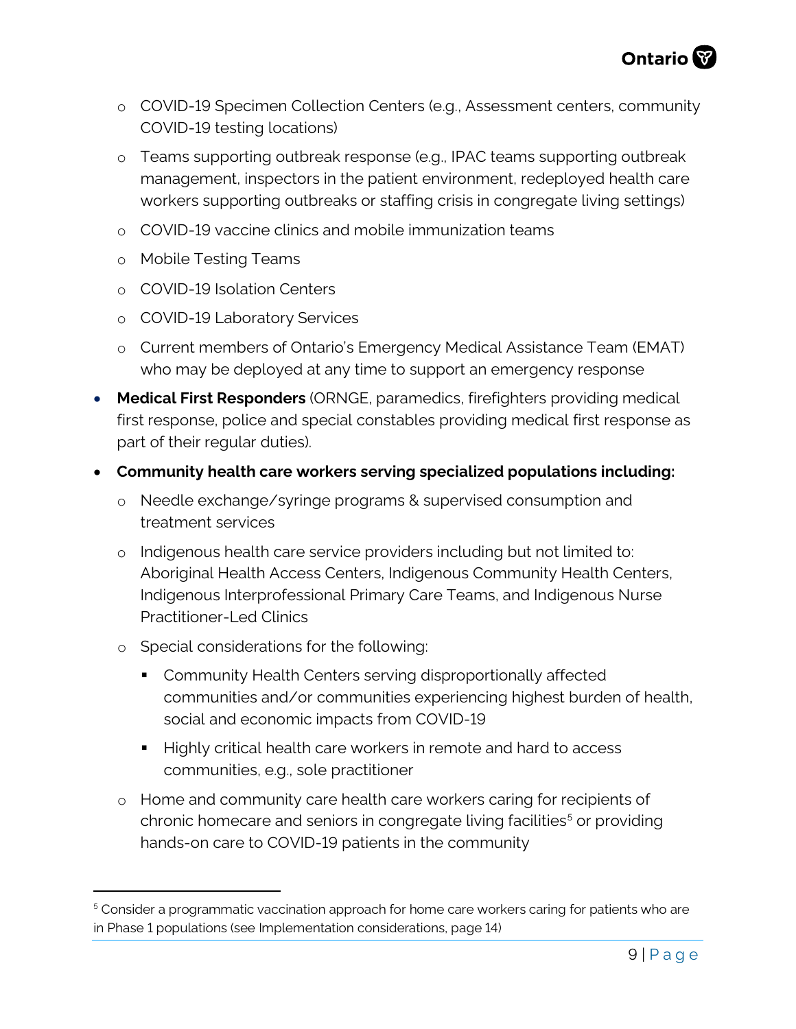- COVID-19 Specimen Collection Centers (e.g., Assessment centers, community COVID-19 testing locations)
  - Teams supporting outbreak response (e.g., IPAC teams supporting outbreak management, inspectors in the patient environment, redeployed health care workers supporting outbreaks or staffing crisis in congregate living settings)
  - COVID-19 vaccine clinics and mobile immunization teams
  - Mobile Testing Teams
  - COVID-19 Isolation Centers
  - COVID-19 Laboratory Services
  - Current members of Ontario's Emergency Medical Assistance Team (EMAT) who may be deployed at any time to support an emergency response
- **Medical First Responders** (ORNGE, paramedics, firefighters providing medical first response, police and special constables providing medical first response as part of their regular duties).
- **Community health care workers serving specialized populations including:**
  - Needle exchange/syringe programs & supervised consumption and treatment services
  - Indigenous health care service providers including but not limited to: Aboriginal Health Access Centers, Indigenous Community Health Centers, Indigenous Interprofessional Primary Care Teams, and Indigenous Nurse Practitioner-Led Clinics
  - Special considerations for the following:
    - Community Health Centers serving disproportionally affected communities and/or communities experiencing highest burden of health, social and economic impacts from COVID-19
    - Highly critical health care workers in remote and hard to access communities, e.g., sole practitioner
  - Home and community care health care workers caring for recipients of chronic homecare and seniors in congregate living facilities[5] or providing hands-on care to COVID-19 patients in the community

[5] Consider a programmatic vaccination approach for home care workers caring for patients who are in Phase 1 populations (see Implementation considerations, page 14)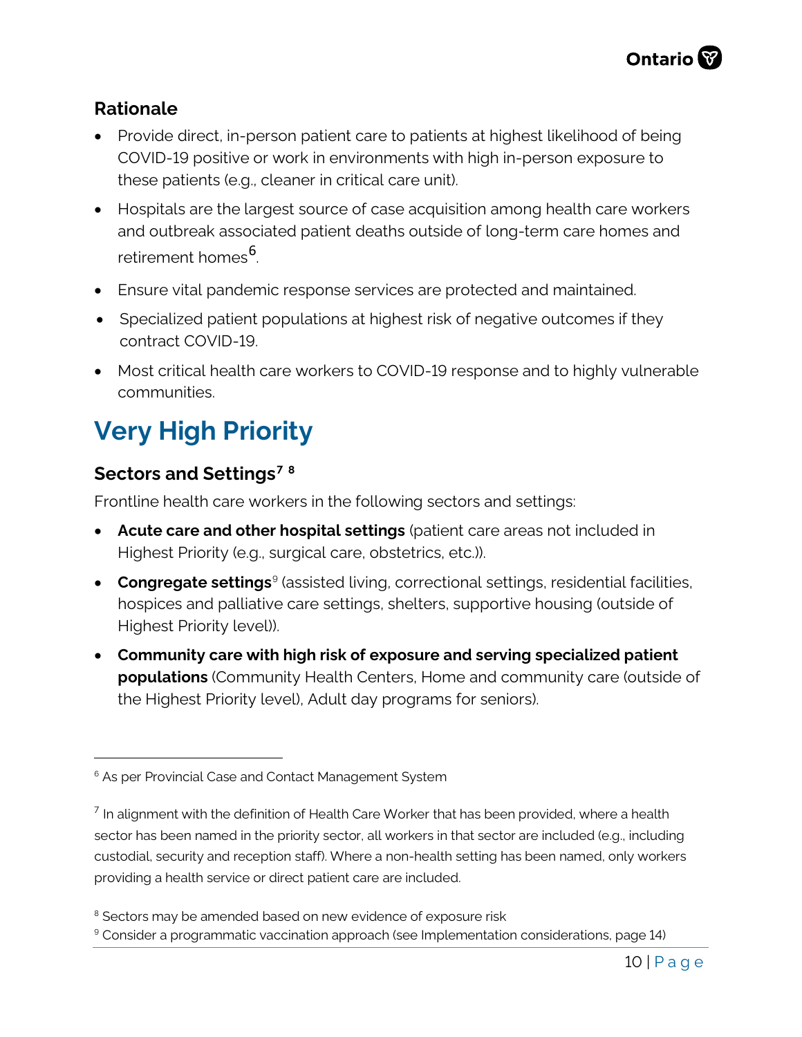### Rationale

- Provide direct, in-person patient care to patients at highest likelihood of being COVID-19 positive or work in environments with high in-person exposure to these patients (e.g., cleaner in critical care unit).
- Hospitals are the largest source of case acquisition among health care workers and outbreak associated patient deaths outside of long-term care homes and retirement homes[6].
- Ensure vital pandemic response services are protected and maintained.
- Specialized patient populations at highest risk of negative outcomes if they contract COVID-19.
- Most critical health care workers to COVID-19 response and to highly vulnerable communities.

## Very High Priority

### Sectors and Settings[7] [8]

Frontline health care workers in the following sectors and settings:

- **Acute care and other hospital settings** (patient care areas not included in Highest Priority (e.g., surgical care, obstetrics, etc.)).
- **Congregate settings**[9] (assisted living, correctional settings, residential facilities, hospices and palliative care settings, shelters, supportive housing (outside of Highest Priority level)).
- **Community care with high risk of exposure and serving specialized patient populations** (Community Health Centers, Home and community care (outside of the Highest Priority level), Adult day programs for seniors).

---

[6] As per Provincial Case and Contact Management System

[7] In alignment with the definition of Health Care Worker that has been provided, where a health sector has been named in the priority sector, all workers in that sector are included (e.g., including custodial, security and reception staff). Where a non-health setting has been named, only workers providing a health service or direct patient care are included.

[8] Sectors may be amended based on new evidence of exposure risk

[9] Consider a programmatic vaccination approach (see Implementation considerations, page 14)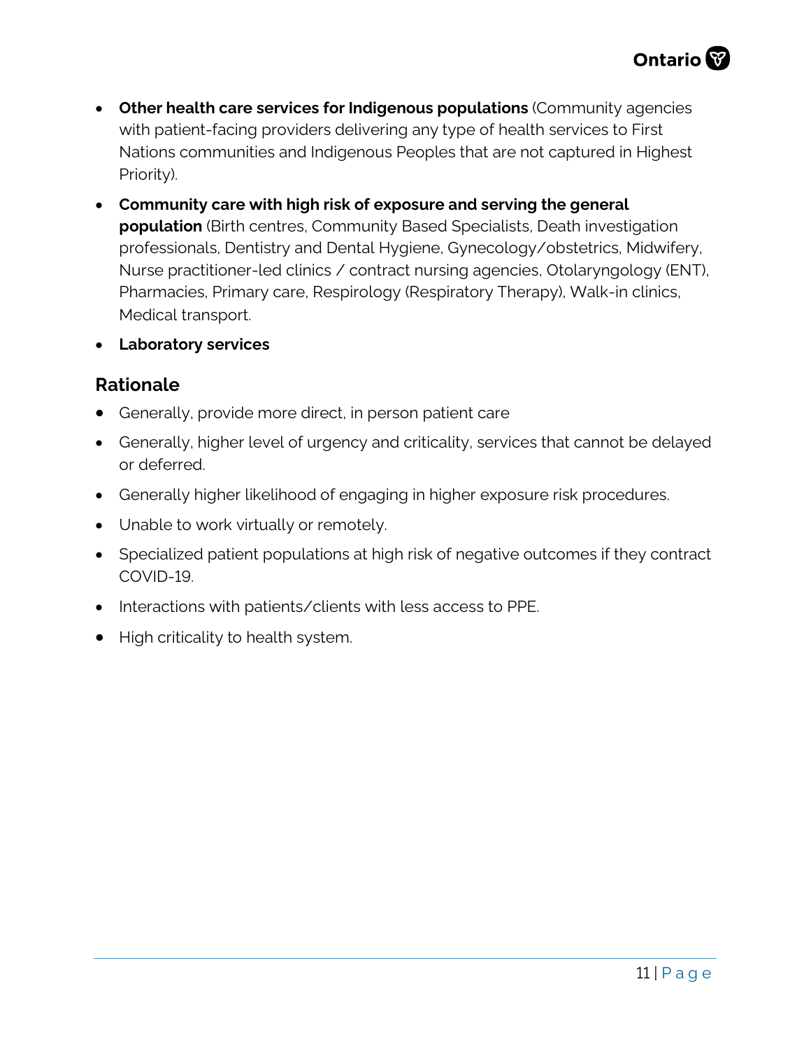- **Other health care services for Indigenous populations** (Community agencies with patient-facing providers delivering any type of health services to First Nations communities and Indigenous Peoples that are not captured in Highest Priority).
- **Community care with high risk of exposure and serving the general population** (Birth centres, Community Based Specialists, Death investigation professionals, Dentistry and Dental Hygiene, Gynecology/obstetrics, Midwifery, Nurse practitioner-led clinics / contract nursing agencies, Otolaryngology (ENT), Pharmacies, Primary care, Respirology (Respiratory Therapy), Walk-in clinics, Medical transport.
- **Laboratory services**

## Rationale

- Generally, provide more direct, in person patient care
- Generally, higher level of urgency and criticality, services that cannot be delayed or deferred.
- Generally higher likelihood of engaging in higher exposure risk procedures.
- Unable to work virtually or remotely.
- Specialized patient populations at high risk of negative outcomes if they contract COVID-19.
- Interactions with patients/clients with less access to PPE.
- High criticality to health system.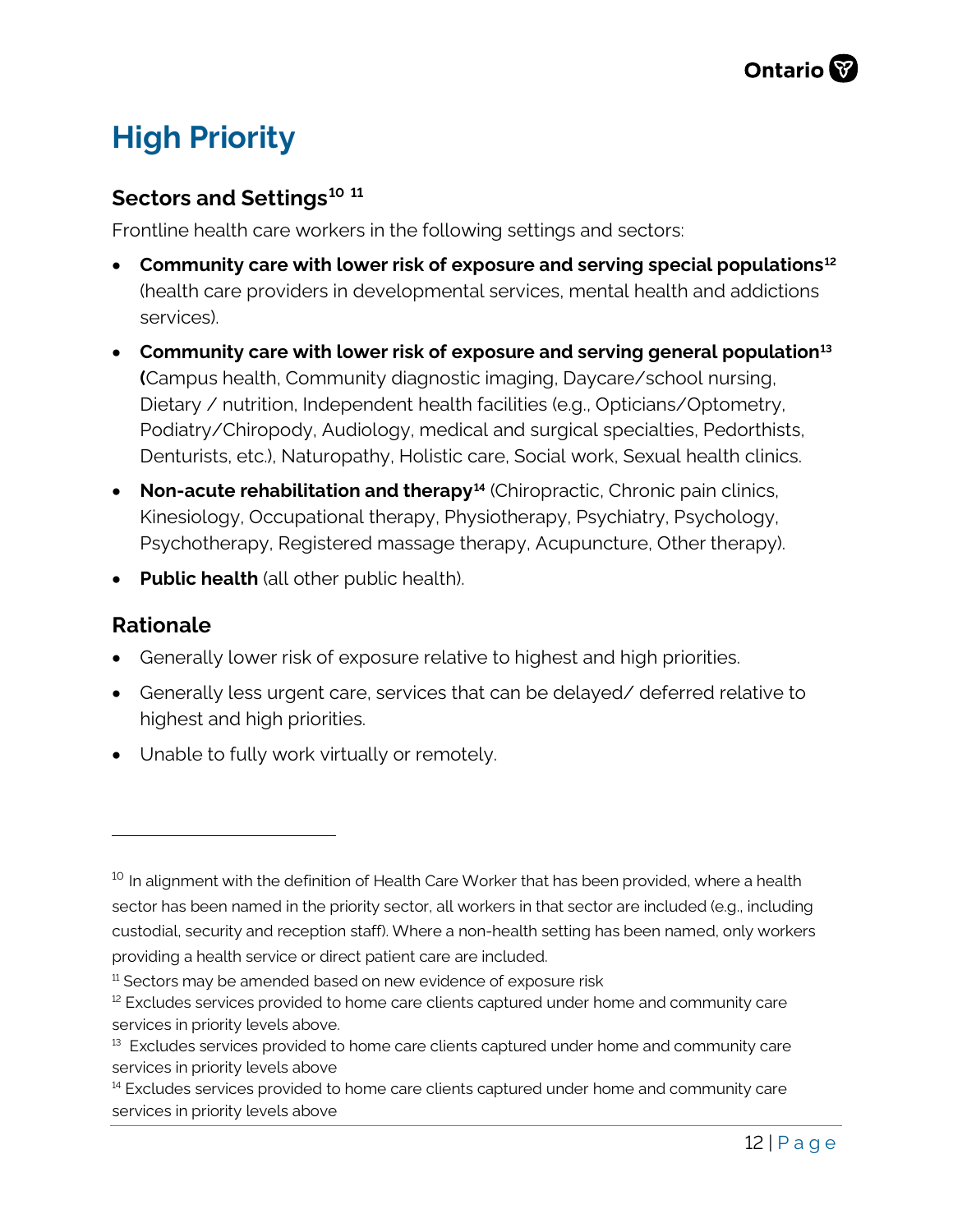# High Priority

## Sectors and Settings[10] [11]

Frontline health care workers in the following settings and sectors:

- **Community care with lower risk of exposure and serving special populations**[12] (health care providers in developmental services, mental health and addictions services).
- **Community care with lower risk of exposure and serving general population**[13] **(**Campus health, Community diagnostic imaging, Daycare/school nursing, Dietary / nutrition, Independent health facilities (e.g., Opticians/Optometry, Podiatry/Chiropody, Audiology, medical and surgical specialties, Pedorthists, Denturists, etc.), Naturopathy, Holistic care, Social work, Sexual health clinics.
- **Non-acute rehabilitation and therapy**[14] (Chiropractic, Chronic pain clinics, Kinesiology, Occupational therapy, Physiotherapy, Psychiatry, Psychology, Psychotherapy, Registered massage therapy, Acupuncture, Other therapy).
- **Public health** (all other public health).

## Rationale

- Generally lower risk of exposure relative to highest and high priorities.
- Generally less urgent care, services that can be delayed/ deferred relative to highest and high priorities.
- Unable to fully work virtually or remotely.

---

[10] In alignment with the definition of Health Care Worker that has been provided, where a health sector has been named in the priority sector, all workers in that sector are included (e.g., including custodial, security and reception staff). Where a non-health setting has been named, only workers providing a health service or direct patient care are included.

[11] Sectors may be amended based on new evidence of exposure risk

[12] Excludes services provided to home care clients captured under home and community care services in priority levels above.

[13] Excludes services provided to home care clients captured under home and community care services in priority levels above

[14] Excludes services provided to home care clients captured under home and community care services in priority levels above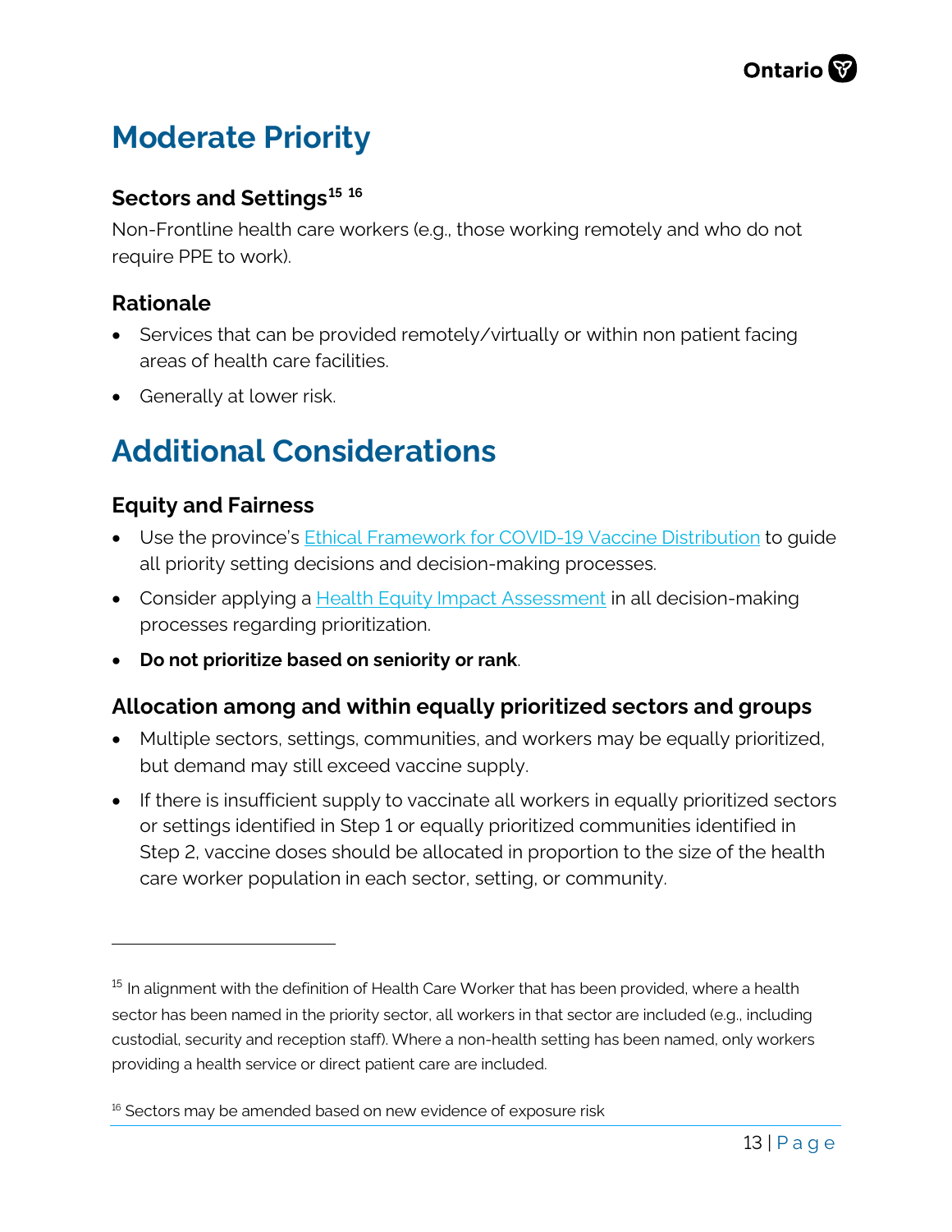# Moderate Priority

### Sectors and Settings[15] [16]

Non-Frontline health care workers (e.g., those working remotely and who do not require PPE to work).

### Rationale

- Services that can be provided remotely/virtually or within non patient facing areas of health care facilities.
- Generally at lower risk.

# Additional Considerations

### Equity and Fairness

- Use the province's [Ethical Framework for COVID-19 Vaccine Distribution](#) to guide all priority setting decisions and decision-making processes.
- Consider applying a [Health Equity Impact Assessment](#) in all decision-making processes regarding prioritization.
- **Do not prioritize based on seniority or rank**.

### Allocation among and within equally prioritized sectors and groups

- Multiple sectors, settings, communities, and workers may be equally prioritized, but demand may still exceed vaccine supply.
- If there is insufficient supply to vaccinate all workers in equally prioritized sectors or settings identified in Step 1 or equally prioritized communities identified in Step 2, vaccine doses should be allocated in proportion to the size of the health care worker population in each sector, setting, or community.

---

[15] In alignment with the definition of Health Care Worker that has been provided, where a health sector has been named in the priority sector, all workers in that sector are included (e.g., including custodial, security and reception staff). Where a non-health setting has been named, only workers providing a health service or direct patient care are included.

[16] Sectors may be amended based on new evidence of exposure risk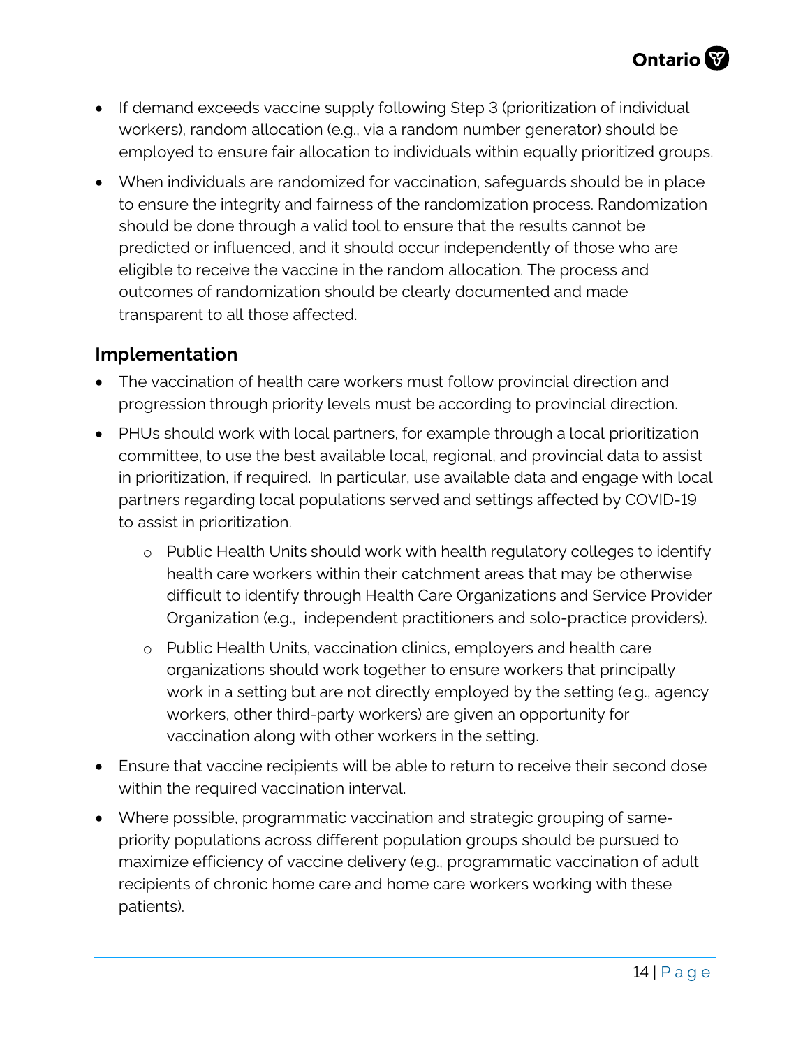- If demand exceeds vaccine supply following Step 3 (prioritization of individual workers), random allocation (e.g., via a random number generator) should be employed to ensure fair allocation to individuals within equally prioritized groups.
- When individuals are randomized for vaccination, safeguards should be in place to ensure the integrity and fairness of the randomization process. Randomization should be done through a valid tool to ensure that the results cannot be predicted or influenced, and it should occur independently of those who are eligible to receive the vaccine in the random allocation. The process and outcomes of randomization should be clearly documented and made transparent to all those affected.

## Implementation

- The vaccination of health care workers must follow provincial direction and progression through priority levels must be according to provincial direction.
- PHUs should work with local partners, for example through a local prioritization committee, to use the best available local, regional, and provincial data to assist in prioritization, if required. In particular, use available data and engage with local partners regarding local populations served and settings affected by COVID-19 to assist in prioritization.
  - Public Health Units should work with health regulatory colleges to identify health care workers within their catchment areas that may be otherwise difficult to identify through Health Care Organizations and Service Provider Organization (e.g., independent practitioners and solo-practice providers).
  - Public Health Units, vaccination clinics, employers and health care organizations should work together to ensure workers that principally work in a setting but are not directly employed by the setting (e.g., agency workers, other third-party workers) are given an opportunity for vaccination along with other workers in the setting.
- Ensure that vaccine recipients will be able to return to receive their second dose within the required vaccination interval.
- Where possible, programmatic vaccination and strategic grouping of same-priority populations across different population groups should be pursued to maximize efficiency of vaccine delivery (e.g., programmatic vaccination of adult recipients of chronic home care and home care workers working with these patients).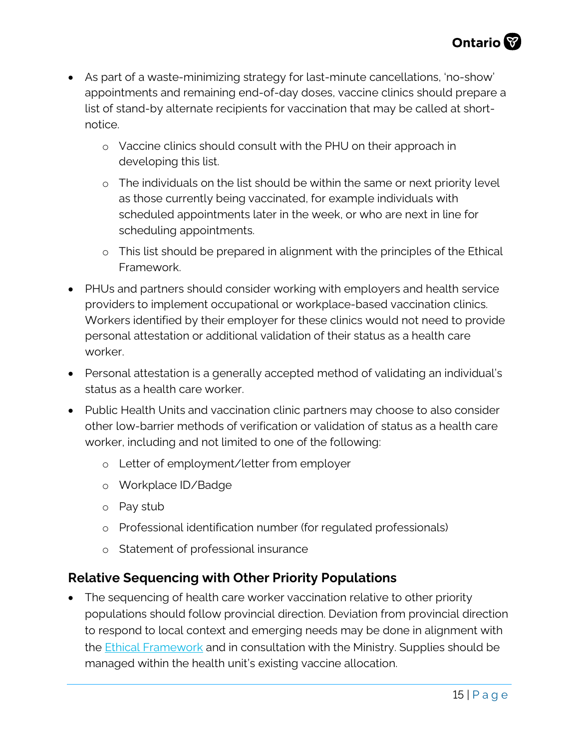- As part of a waste-minimizing strategy for last-minute cancellations, 'no-show' appointments and remaining end-of-day doses, vaccine clinics should prepare a list of stand-by alternate recipients for vaccination that may be called at short-notice.
    - Vaccine clinics should consult with the PHU on their approach in developing this list.
    - The individuals on the list should be within the same or next priority level as those currently being vaccinated, for example individuals with scheduled appointments later in the week, or who are next in line for scheduling appointments.
    - This list should be prepared in alignment with the principles of the Ethical Framework.
- PHUs and partners should consider working with employers and health service providers to implement occupational or workplace-based vaccination clinics. Workers identified by their employer for these clinics would not need to provide personal attestation or additional validation of their status as a health care worker.
- Personal attestation is a generally accepted method of validating an individual's status as a health care worker.
- Public Health Units and vaccination clinic partners may choose to also consider other low-barrier methods of verification or validation of status as a health care worker, including and not limited to one of the following:
    - Letter of employment/letter from employer
    - Workplace ID/Badge
    - Pay stub
    - Professional identification number (for regulated professionals)
    - Statement of professional insurance

## Relative Sequencing with Other Priority Populations

- The sequencing of health care worker vaccination relative to other priority populations should follow provincial direction. Deviation from provincial direction to respond to local context and emerging needs may be done in alignment with the Ethical Framework and in consultation with the Ministry. Supplies should be managed within the health unit's existing vaccine allocation.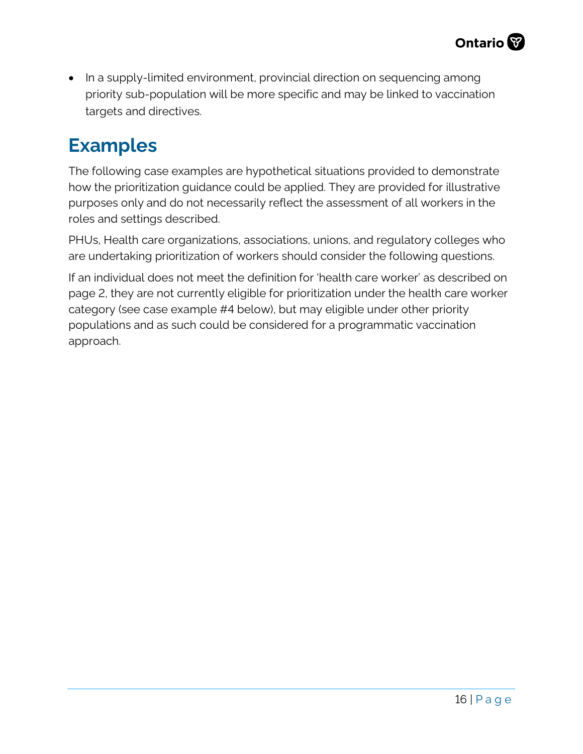- In a supply-limited environment, provincial direction on sequencing among priority sub-population will be more specific and may be linked to vaccination targets and directives.

## Examples

The following case examples are hypothetical situations provided to demonstrate how the prioritization guidance could be applied. They are provided for illustrative purposes only and do not necessarily reflect the assessment of all workers in the roles and settings described.

PHUs, Health care organizations, associations, unions, and regulatory colleges who are undertaking prioritization of workers should consider the following questions.

If an individual does not meet the definition for 'health care worker' as described on page 2, they are not currently eligible for prioritization under the health care worker category (see case example #4 below), but may eligible under other priority populations and as such could be considered for a programmatic vaccination approach.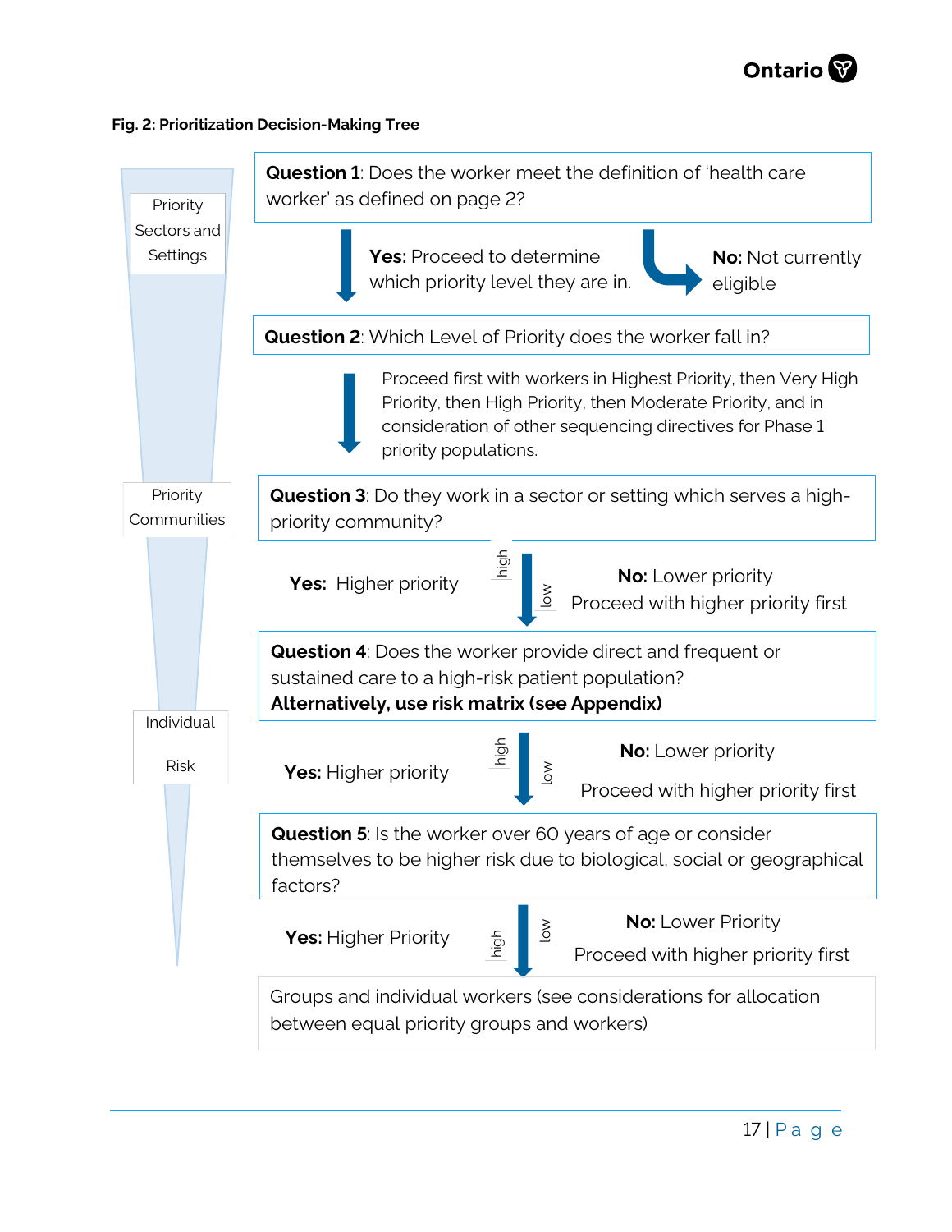**Fig. 2: Prioritization Decision-Making Tree**

Priority Sectors and Settings

**Question 1**: Does the worker meet the definition of 'health care worker' as defined on page 2?

- **Yes:** Proceed to determine which priority level they are in.
- **No:** Not currently eligible

**Question 2**: Which Level of Priority does the worker fall in?

Proceed first with workers in Highest Priority, then Very High Priority, then High Priority, then Moderate Priority, and in consideration of other sequencing directives for Phase 1 priority populations.

Priority Communities

**Question 3**: Do they work in a sector or setting which serves a high-priority community?

- **Yes:** Higher priority (high)
- **No:** Lower priority (low) Proceed with higher priority first

**Question 4**: Does the worker provide direct and frequent or sustained care to a high-risk patient population?
**Alternatively, use risk matrix (see Appendix)**

Individual Risk

- **Yes:** Higher priority (high)
- **No:** Lower priority (low) Proceed with higher priority first

**Question 5**: Is the worker over 60 years of age or consider themselves to be higher risk due to biological, social or geographical factors?

- **Yes:** Higher Priority (high)
- **No:** Lower Priority (low) Proceed with higher priority first

Groups and individual workers (see considerations for allocation between equal priority groups and workers)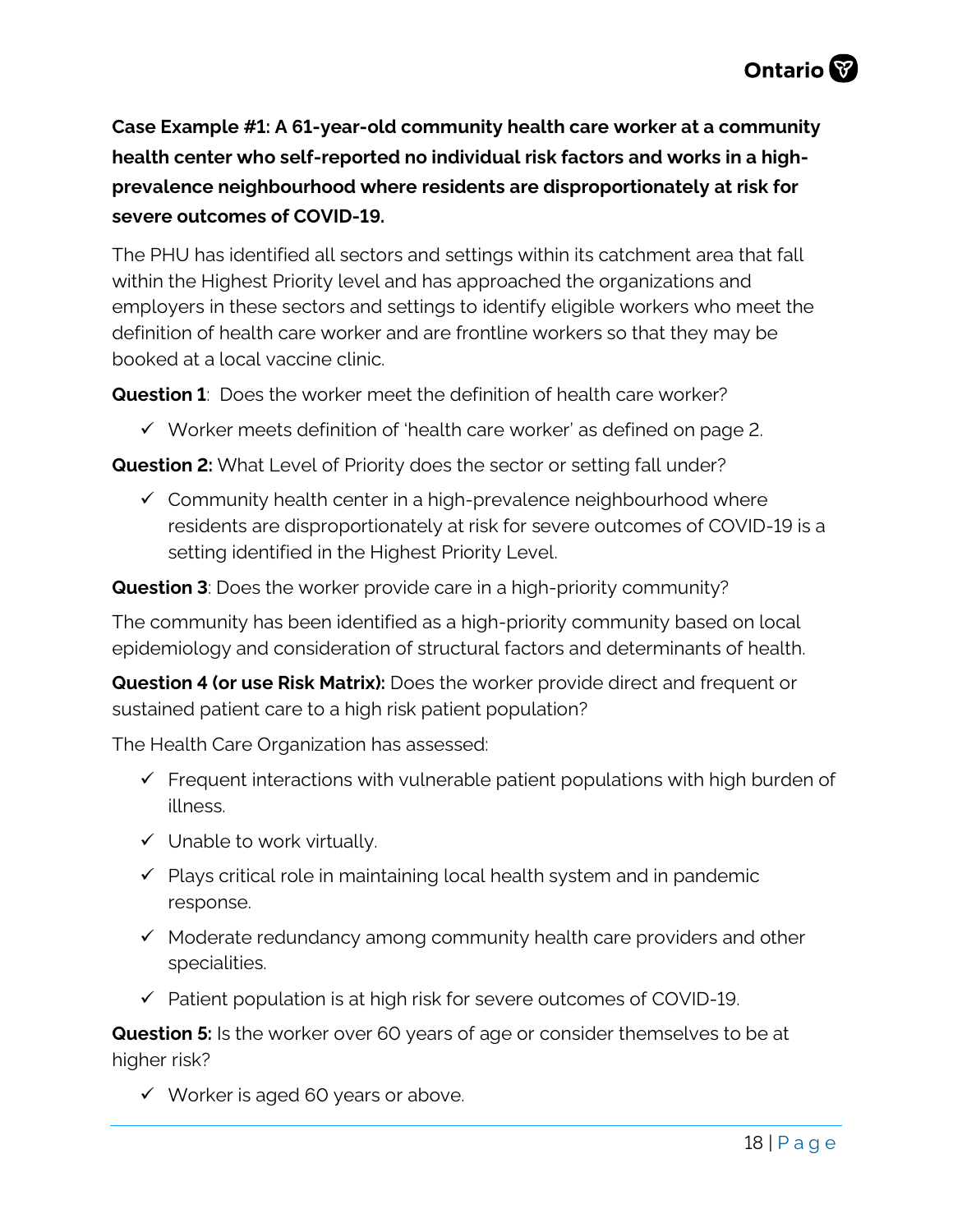**Case Example #1: A 61-year-old community health care worker at a community health center who self-reported no individual risk factors and works in a high-prevalence neighbourhood where residents are disproportionately at risk for severe outcomes of COVID-19.**

The PHU has identified all sectors and settings within its catchment area that fall within the Highest Priority level and has approached the organizations and employers in these sectors and settings to identify eligible workers who meet the definition of health care worker and are frontline workers so that they may be booked at a local vaccine clinic.

**Question 1**: Does the worker meet the definition of health care worker?

- ✓ Worker meets definition of 'health care worker' as defined on page 2.

**Question 2:** What Level of Priority does the sector or setting fall under?

- ✓ Community health center in a high-prevalence neighbourhood where residents are disproportionately at risk for severe outcomes of COVID-19 is a setting identified in the Highest Priority Level.

**Question 3**: Does the worker provide care in a high-priority community?

The community has been identified as a high-priority community based on local epidemiology and consideration of structural factors and determinants of health.

**Question 4 (or use Risk Matrix):** Does the worker provide direct and frequent or sustained patient care to a high risk patient population?

The Health Care Organization has assessed:

- ✓ Frequent interactions with vulnerable patient populations with high burden of illness.
- ✓ Unable to work virtually.
- ✓ Plays critical role in maintaining local health system and in pandemic response.
- ✓ Moderate redundancy among community health care providers and other specialities.
- ✓ Patient population is at high risk for severe outcomes of COVID-19.

**Question 5:** Is the worker over 60 years of age or consider themselves to be at higher risk?

- ✓ Worker is aged 60 years or above.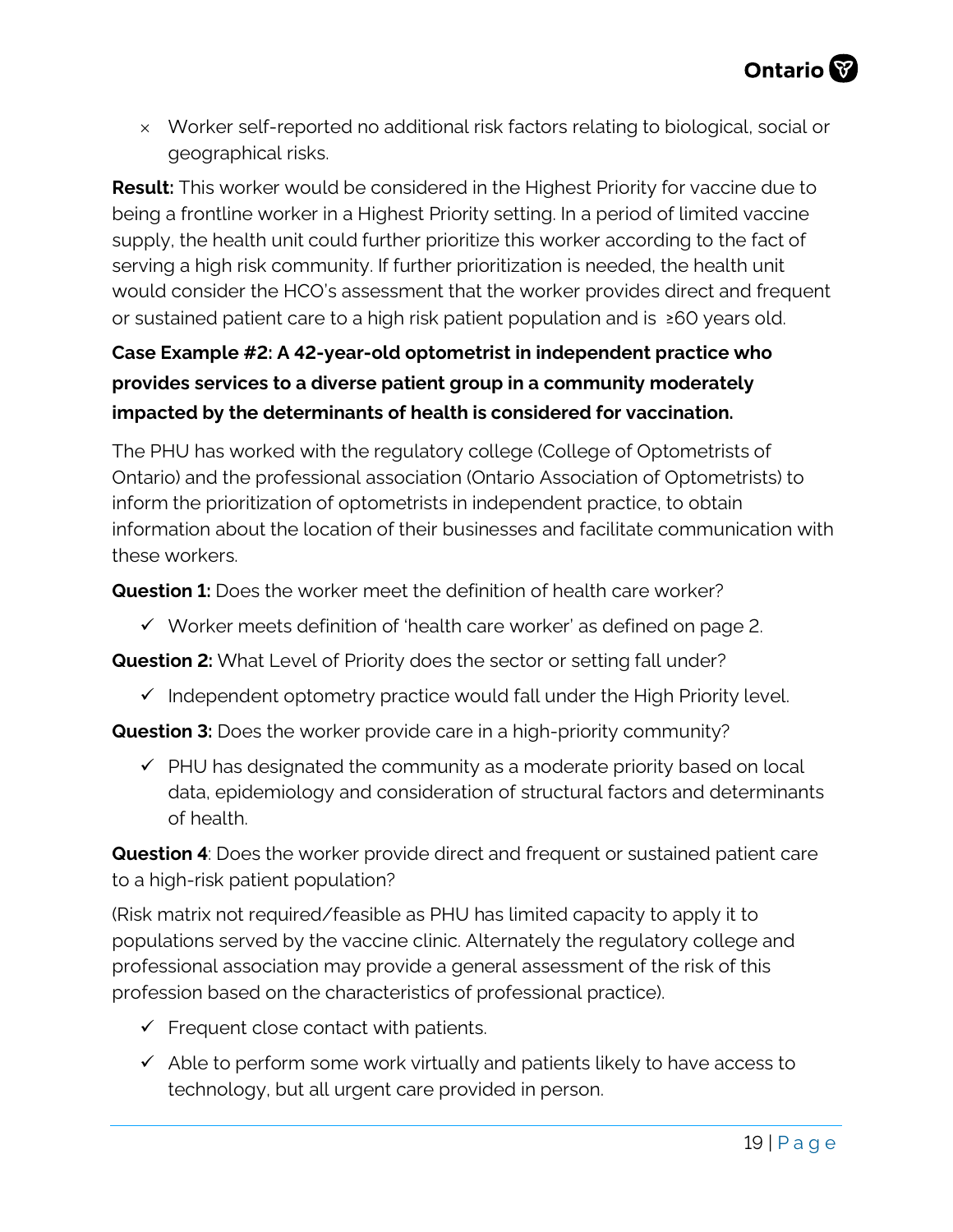- × Worker self-reported no additional risk factors relating to biological, social or geographical risks.

**Result:** This worker would be considered in the Highest Priority for vaccine due to being a frontline worker in a Highest Priority setting. In a period of limited vaccine supply, the health unit could further prioritize this worker according to the fact of serving a high risk community. If further prioritization is needed, the health unit would consider the HCO's assessment that the worker provides direct and frequent or sustained patient care to a high risk patient population and is ≥60 years old.

### Case Example #2: A 42-year-old optometrist in independent practice who provides services to a diverse patient group in a community moderately impacted by the determinants of health is considered for vaccination.

The PHU has worked with the regulatory college (College of Optometrists of Ontario) and the professional association (Ontario Association of Optometrists) to inform the prioritization of optometrists in independent practice, to obtain information about the location of their businesses and facilitate communication with these workers.

**Question 1:** Does the worker meet the definition of health care worker?

- ✓ Worker meets definition of 'health care worker' as defined on page 2.

**Question 2:** What Level of Priority does the sector or setting fall under?

- ✓ Independent optometry practice would fall under the High Priority level.

**Question 3:** Does the worker provide care in a high-priority community?

- ✓ PHU has designated the community as a moderate priority based on local data, epidemiology and consideration of structural factors and determinants of health.

**Question 4**: Does the worker provide direct and frequent or sustained patient care to a high-risk patient population?

(Risk matrix not required/feasible as PHU has limited capacity to apply it to populations served by the vaccine clinic. Alternately the regulatory college and professional association may provide a general assessment of the risk of this profession based on the characteristics of professional practice).

- ✓ Frequent close contact with patients.
- ✓ Able to perform some work virtually and patients likely to have access to technology, but all urgent care provided in person.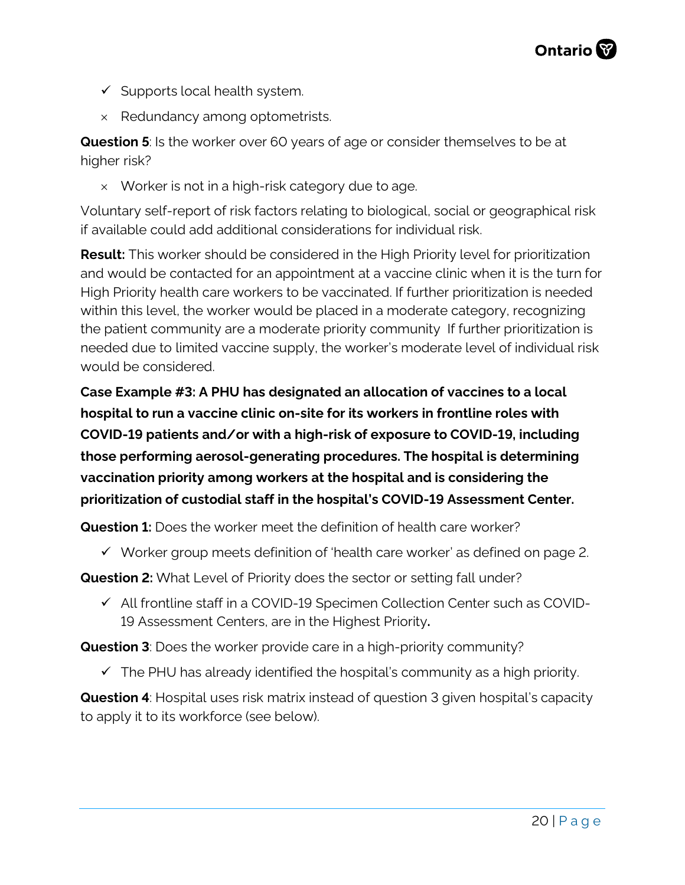- ✓ Supports local health system.
- × Redundancy among optometrists.

**Question 5**: Is the worker over 60 years of age or consider themselves to be at higher risk?

- × Worker is not in a high-risk category due to age.

Voluntary self-report of risk factors relating to biological, social or geographical risk if available could add additional considerations for individual risk.

**Result:** This worker should be considered in the High Priority level for prioritization and would be contacted for an appointment at a vaccine clinic when it is the turn for High Priority health care workers to be vaccinated. If further prioritization is needed within this level, the worker would be placed in a moderate category, recognizing the patient community are a moderate priority community If further prioritization is needed due to limited vaccine supply, the worker's moderate level of individual risk would be considered.

**Case Example #3: A PHU has designated an allocation of vaccines to a local hospital to run a vaccine clinic on-site for its workers in frontline roles with COVID-19 patients and/or with a high-risk of exposure to COVID-19, including those performing aerosol-generating procedures. The hospital is determining vaccination priority among workers at the hospital and is considering the prioritization of custodial staff in the hospital's COVID-19 Assessment Center.**

**Question 1:** Does the worker meet the definition of health care worker?

- ✓ Worker group meets definition of 'health care worker' as defined on page 2.

**Question 2:** What Level of Priority does the sector or setting fall under?

- ✓ All frontline staff in a COVID-19 Specimen Collection Center such as COVID-19 Assessment Centers, are in the Highest Priority**.**

**Question 3**: Does the worker provide care in a high-priority community?

- ✓ The PHU has already identified the hospital's community as a high priority.

**Question 4**: Hospital uses risk matrix instead of question 3 given hospital's capacity to apply it to its workforce (see below).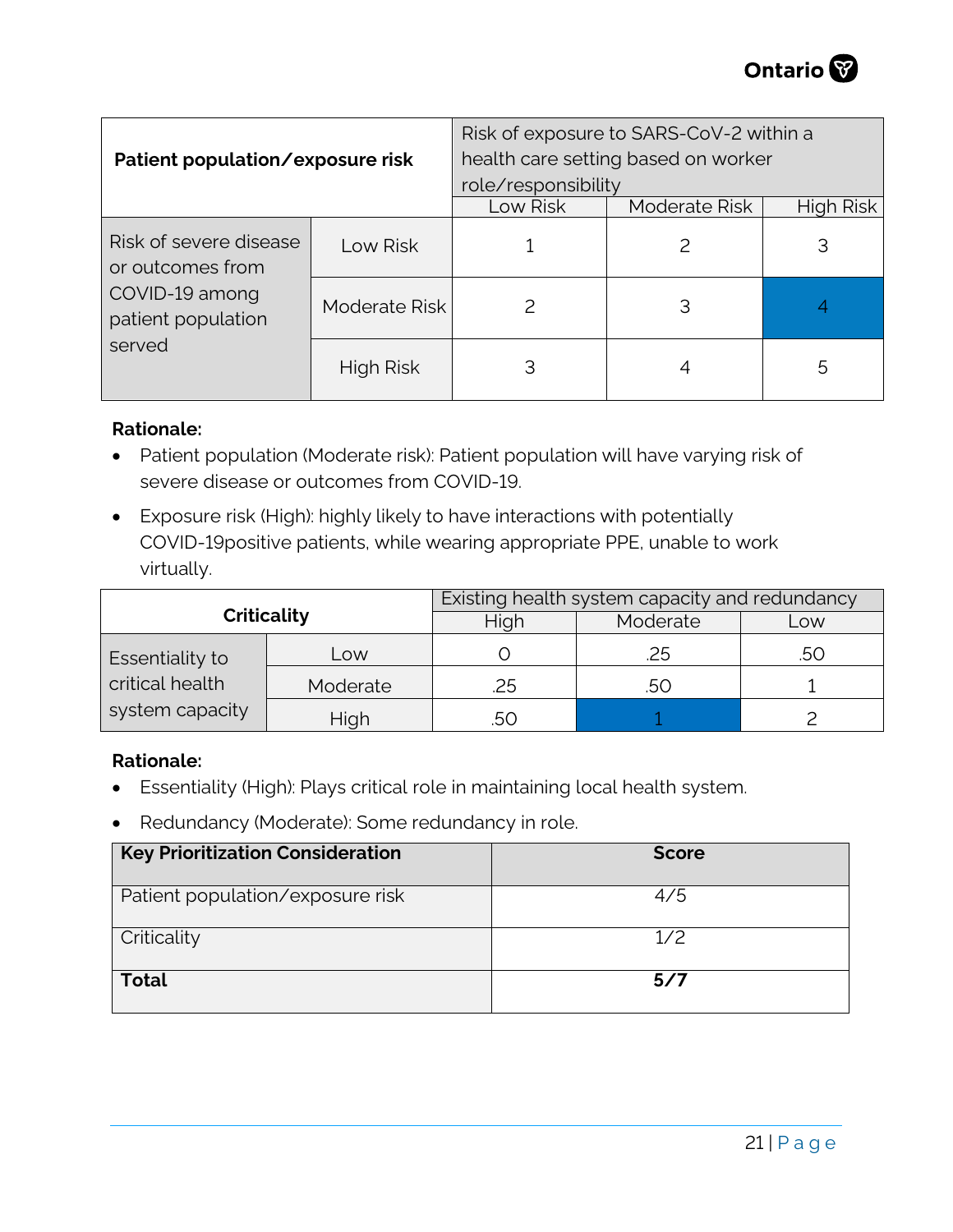| Patient population/exposure risk | | Risk of exposure to SARS-CoV-2 within a health care setting based on worker role/responsibility | | |
|---|---|---|---|---|
| | | Low Risk | Moderate Risk | High Risk |
| Risk of severe disease or outcomes from COVID-19 among patient population served | Low Risk | 1 | 2 | 3 |
| | Moderate Risk | 2 | 3 | 4 |
| | High Risk | 3 | 4 | 5 |

**Rationale:**

- Patient population (Moderate risk): Patient population will have varying risk of severe disease or outcomes from COVID-19.
- Exposure risk (High): highly likely to have interactions with potentially COVID-19positive patients, while wearing appropriate PPE, unable to work virtually.

| Criticality | | Existing health system capacity and redundancy | | |
|---|---|---|---|---|
| | | High | Moderate | Low |
| Essentiality to critical health system capacity | Low | 0 | .25 | .50 |
| | Moderate | .25 | .50 | 1 |
| | High | .50 | 1 | 2 |

**Rationale:**

- Essentiality (High): Plays critical role in maintaining local health system.
- Redundancy (Moderate): Some redundancy in role.

| Key Prioritization Consideration | Score |
|---|---|
| Patient population/exposure risk | 4/5 |
| Criticality | 1/2 |
| **Total** | **5/7** |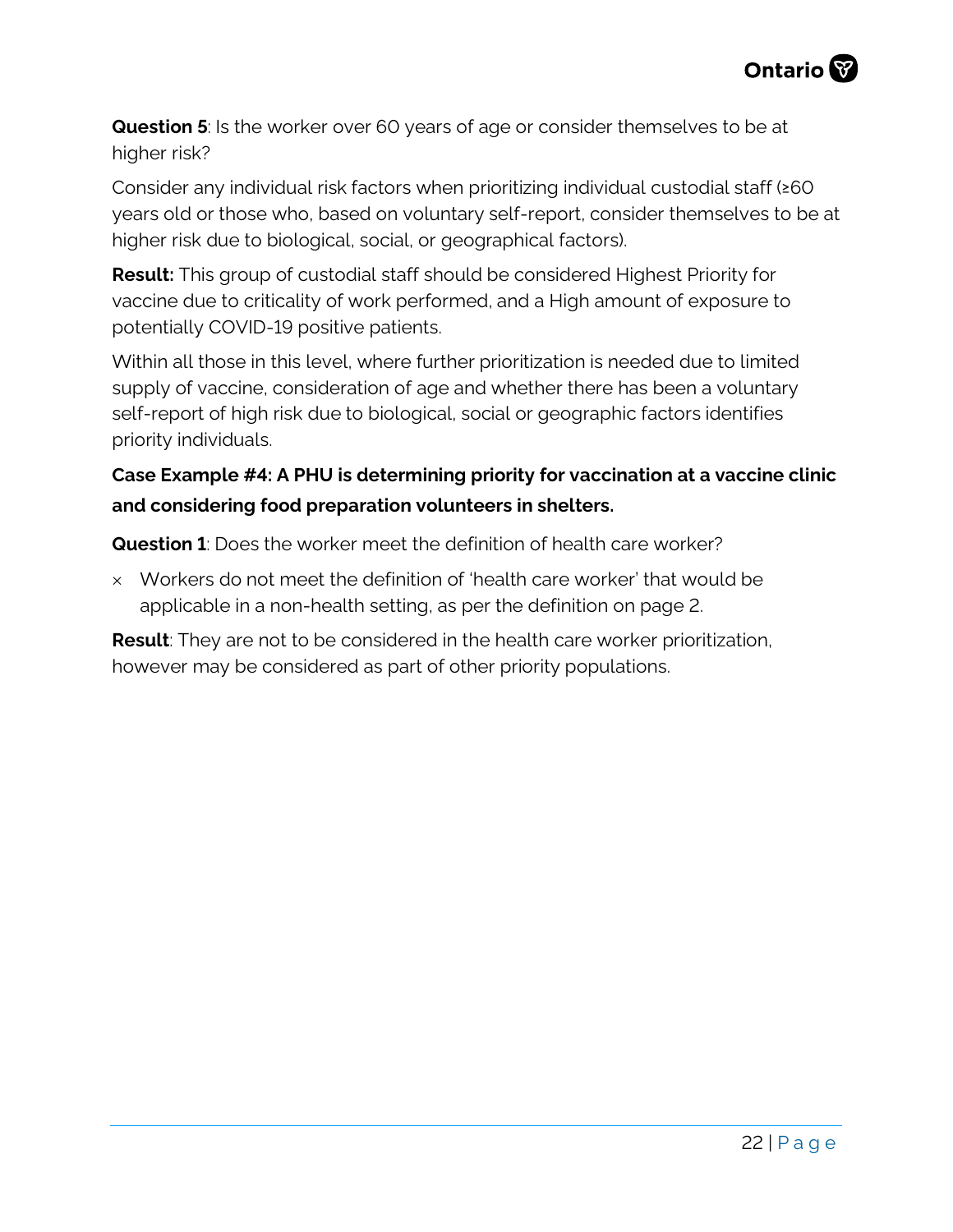**Question 5**: Is the worker over 60 years of age or consider themselves to be at higher risk?

Consider any individual risk factors when prioritizing individual custodial staff (≥60 years old or those who, based on voluntary self-report, consider themselves to be at higher risk due to biological, social, or geographical factors).

**Result:** This group of custodial staff should be considered Highest Priority for vaccine due to criticality of work performed, and a High amount of exposure to potentially COVID-19 positive patients.

Within all those in this level, where further prioritization is needed due to limited supply of vaccine, consideration of age and whether there has been a voluntary self-report of high risk due to biological, social or geographic factors identifies priority individuals.

**Case Example #4: A PHU is determining priority for vaccination at a vaccine clinic and considering food preparation volunteers in shelters.**

**Question 1**: Does the worker meet the definition of health care worker?

× Workers do not meet the definition of 'health care worker' that would be applicable in a non-health setting, as per the definition on page 2.

**Result**: They are not to be considered in the health care worker prioritization, however may be considered as part of other priority populations.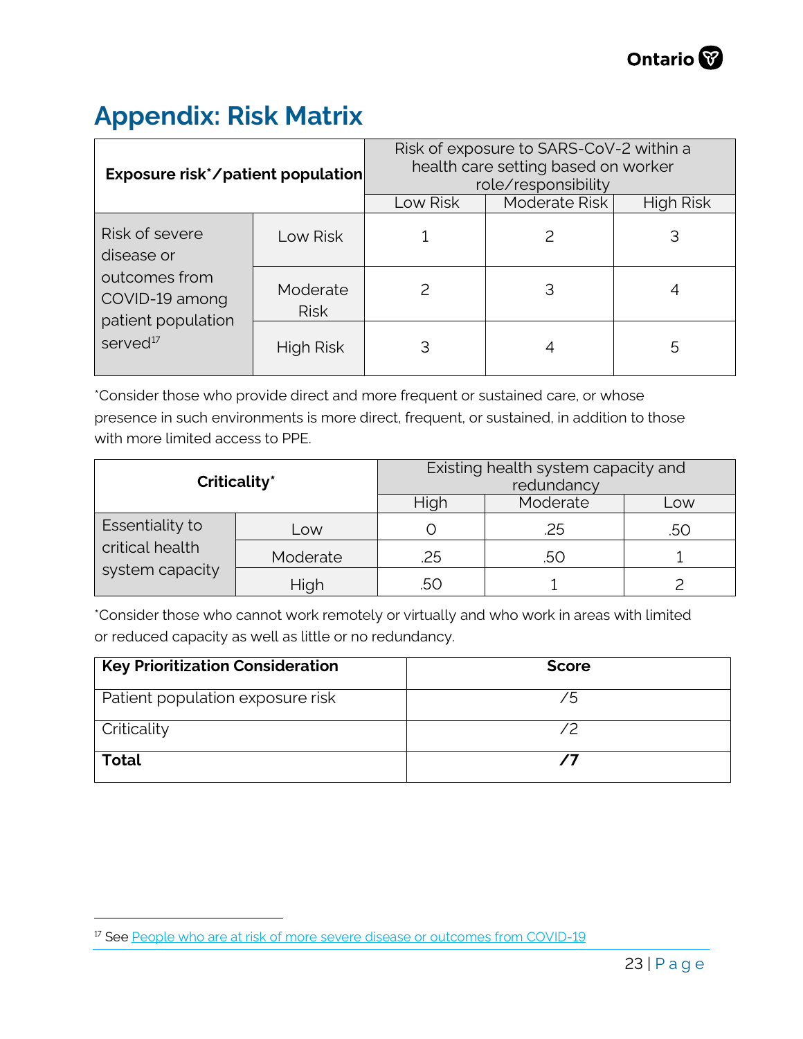# Appendix: Risk Matrix

| Exposure risk*/patient population | | Risk of exposure to SARS-CoV-2 within a health care setting based on worker role/responsibility | | |
|---|---|---|---|---|
| | | Low Risk | Moderate Risk | High Risk |
| Risk of severe disease or outcomes from COVID-19 among patient population served[17] | Low Risk | 1 | 2 | 3 |
| | Moderate Risk | 2 | 3 | 4 |
| | High Risk | 3 | 4 | 5 |

*Consider those who provide direct and more frequent or sustained care, or whose presence in such environments is more direct, frequent, or sustained, in addition to those with more limited access to PPE.

| Criticality* | | Existing health system capacity and redundancy | | |
|---|---|---|---|---|
| | | High | Moderate | Low |
| Essentiality to critical health system capacity | Low | 0 | .25 | .50 |
| | Moderate | .25 | .50 | 1 |
| | High | .50 | 1 | 2 |

*Consider those who cannot work remotely or virtually and who work in areas with limited or reduced capacity as well as little or no redundancy.

| **Key Prioritization Consideration** | **Score** |
|---|---|
| Patient population exposure risk | /5 |
| Criticality | /2 |
| **Total** | **/7** |

[17] See People who are at risk of more severe disease or outcomes from COVID-19